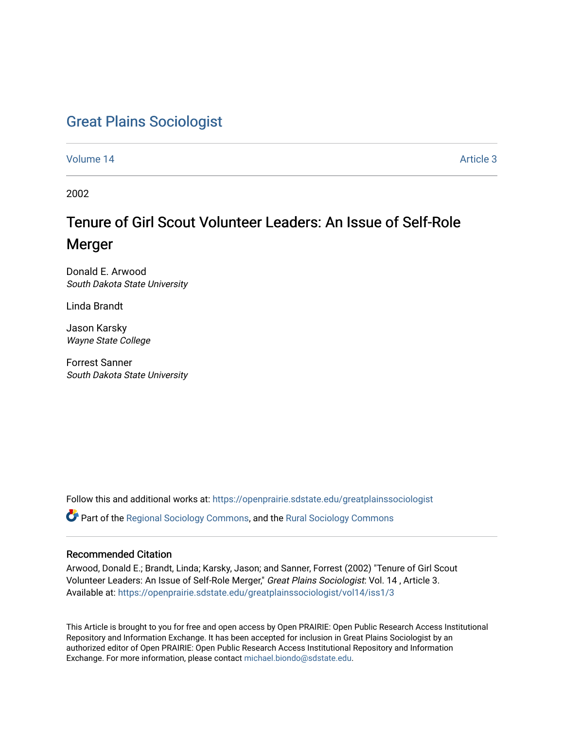# Great Plains Sociologist

Volume 14 Article 3

2002

## Tenure of Girl Scout Volunteer Leaders: An Issue of Self-Role Merger

Donald E. Arwood
*South Dakota State University*

Linda Brandt

Jason Karsky
*Wayne State College*

Forrest Sanner
*South Dakota State University*

Follow this and additional works at: https://openprairie.sdstate.edu/greatplainssociologist

Part of the Regional Sociology Commons, and the Rural Sociology Commons

### Recommended Citation

Arwood, Donald E.; Brandt, Linda; Karsky, Jason; and Sanner, Forrest (2002) "Tenure of Girl Scout Volunteer Leaders: An Issue of Self-Role Merger," *Great Plains Sociologist*: Vol. 14 , Article 3.
Available at: https://openprairie.sdstate.edu/greatplainssociologist/vol14/iss1/3

This Article is brought to you for free and open access by Open PRAIRIE: Open Public Research Access Institutional Repository and Information Exchange. It has been accepted for inclusion in Great Plains Sociologist by an authorized editor of Open PRAIRIE: Open Public Research Access Institutional Repository and Information Exchange. For more information, please contact michael.biondo@sdstate.edu.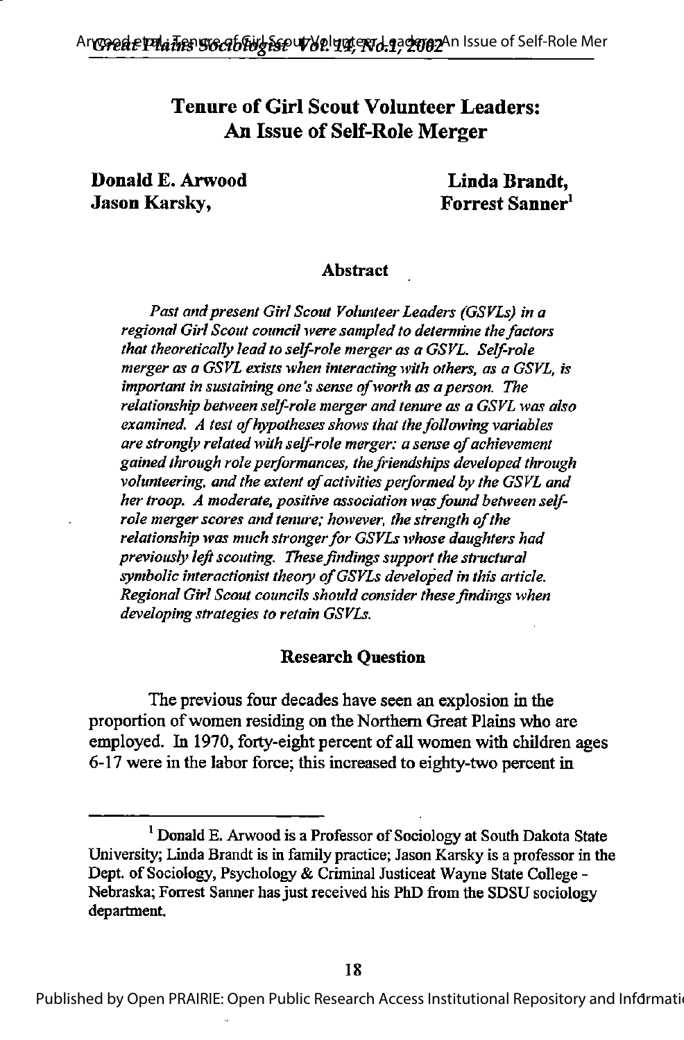# Tenure of Girl Scout Volunteer Leaders: An Issue of Self-Role Merger

**Donald E. Arwood**
**Jason Karsky,**

**Linda Brandt,**
**Forrest Sanner**[1]

### Abstract

*Past and present Girl Scout Volunteer Leaders (GSVLs) in a regional Girl Scout council were sampled to determine the factors that theoretically lead to self-role merger as a GSVL. Self-role merger as a GSVL exists when interacting with others, as a GSVL, is important in sustaining one's sense of worth as a person. The relationship between self-role merger and tenure as a GSVL was also examined. A test of hypotheses shows that the following variables are strongly related with self-role merger: a sense of achievement gained through role performances, the friendships developed through volunteering, and the extent of activities performed by the GSVL and her troop. A moderate, positive association was found between self-role merger scores and tenure; however, the strength of the relationship was much stronger for GSVLs whose daughters had previously left scouting. These findings support the structural symbolic interactionist theory of GSVLs developed in this article. Regional Girl Scout councils should consider these findings when developing strategies to retain GSVLs.*

### Research Question

The previous four decades have seen an explosion in the proportion of women residing on the Northern Great Plains who are employed. In 1970, forty-eight percent of all women with children ages 6-17 were in the labor force; this increased to eighty-two percent in

[1] Donald E. Arwood is a Professor of Sociology at South Dakota State University; Linda Brandt is in family practice; Jason Karsky is a professor in the Dept. of Sociology, Psychology & Criminal Justiceat Wayne State College - Nebraska; Forrest Sanner has just received his PhD from the SDSU sociology department.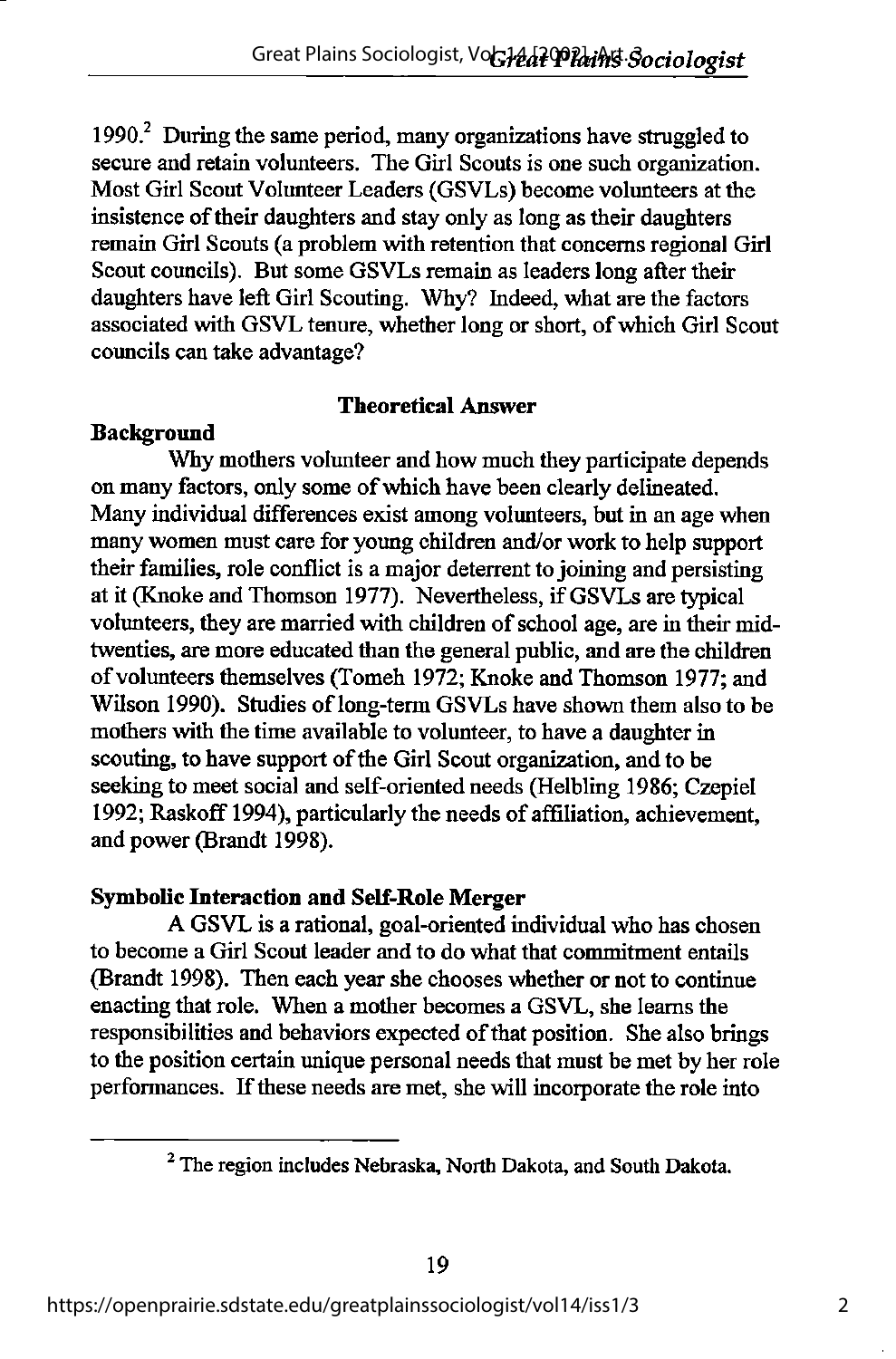1990.[2] During the same period, many organizations have struggled to secure and retain volunteers. The Girl Scouts is one such organization. Most Girl Scout Volunteer Leaders (GSVLs) become volunteers at the insistence of their daughters and stay only as long as their daughters remain Girl Scouts (a problem with retention that concerns regional Girl Scout councils). But some GSVLs remain as leaders long after their daughters have left Girl Scouting. Why? Indeed, what are the factors associated with GSVL tenure, whether long or short, of which Girl Scout councils can take advantage?

## Theoretical Answer

### Background

Why mothers volunteer and how much they participate depends on many factors, only some of which have been clearly delineated. Many individual differences exist among volunteers, but in an age when many women must care for young children and/or work to help support their families, role conflict is a major deterrent to joining and persisting at it (Knoke and Thomson 1977). Nevertheless, if GSVLs are typical volunteers, they are married with children of school age, are in their mid-twenties, are more educated than the general public, and are the children of volunteers themselves (Tomeh 1972; Knoke and Thomson 1977; and Wilson 1990). Studies of long-term GSVLs have shown them also to be mothers with the time available to volunteer, to have a daughter in scouting, to have support of the Girl Scout organization, and to be seeking to meet social and self-oriented needs (Helbling 1986; Czepiel 1992; Raskoff 1994), particularly the needs of affiliation, achievement, and power (Brandt 1998).

### Symbolic Interaction and Self-Role Merger

A GSVL is a rational, goal-oriented individual who has chosen to become a Girl Scout leader and to do what that commitment entails (Brandt 1998). Then each year she chooses whether or not to continue enacting that role. When a mother becomes a GSVL, she learns the responsibilities and behaviors expected of that position. She also brings to the position certain unique personal needs that must be met by her role performances. If these needs are met, she will incorporate the role into

[2] The region includes Nebraska, North Dakota, and South Dakota.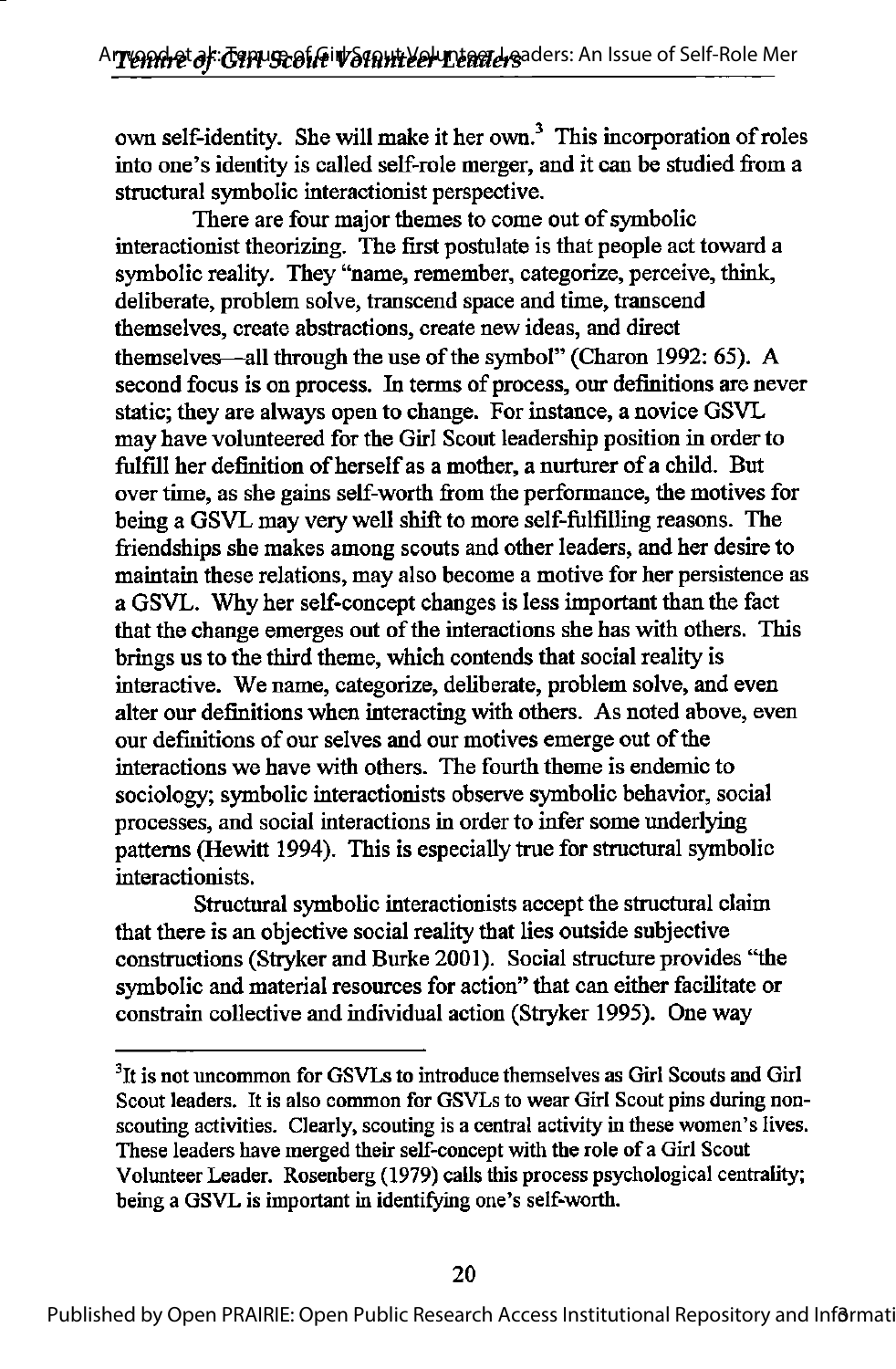own self-identity. She will make it her own.[3] This incorporation of roles into one's identity is called self-role merger, and it can be studied from a structural symbolic interactionist perspective.

There are four major themes to come out of symbolic interactionist theorizing. The first postulate is that people act toward a symbolic reality. They "name, remember, categorize, perceive, think, deliberate, problem solve, transcend space and time, transcend themselves, create abstractions, create new ideas, and direct themselves—all through the use of the symbol" (Charon 1992: 65). A second focus is on process. In terms of process, our definitions are never static; they are always open to change. For instance, a novice GSVL may have volunteered for the Girl Scout leadership position in order to fulfill her definition of herself as a mother, a nurturer of a child. But over time, as she gains self-worth from the performance, the motives for being a GSVL may very well shift to more self-fulfilling reasons. The friendships she makes among scouts and other leaders, and her desire to maintain these relations, may also become a motive for her persistence as a GSVL. Why her self-concept changes is less important than the fact that the change emerges out of the interactions she has with others. This brings us to the third theme, which contends that social reality is interactive. We name, categorize, deliberate, problem solve, and even alter our definitions when interacting with others. As noted above, even our definitions of our selves and our motives emerge out of the interactions we have with others. The fourth theme is endemic to sociology; symbolic interactionists observe symbolic behavior, social processes, and social interactions in order to infer some underlying patterns (Hewitt 1994). This is especially true for structural symbolic interactionists.

Structural symbolic interactionists accept the structural claim that there is an objective social reality that lies outside subjective constructions (Stryker and Burke 2001). Social structure provides "the symbolic and material resources for action" that can either facilitate or constrain collective and individual action (Stryker 1995). One way

[3] It is not uncommon for GSVLs to introduce themselves as Girl Scouts and Girl Scout leaders. It is also common for GSVLs to wear Girl Scout pins during non-scouting activities. Clearly, scouting is a central activity in these women's lives. These leaders have merged their self-concept with the role of a Girl Scout Volunteer Leader. Rosenberg (1979) calls this process psychological centrality; being a GSVL is important in identifying one's self-worth.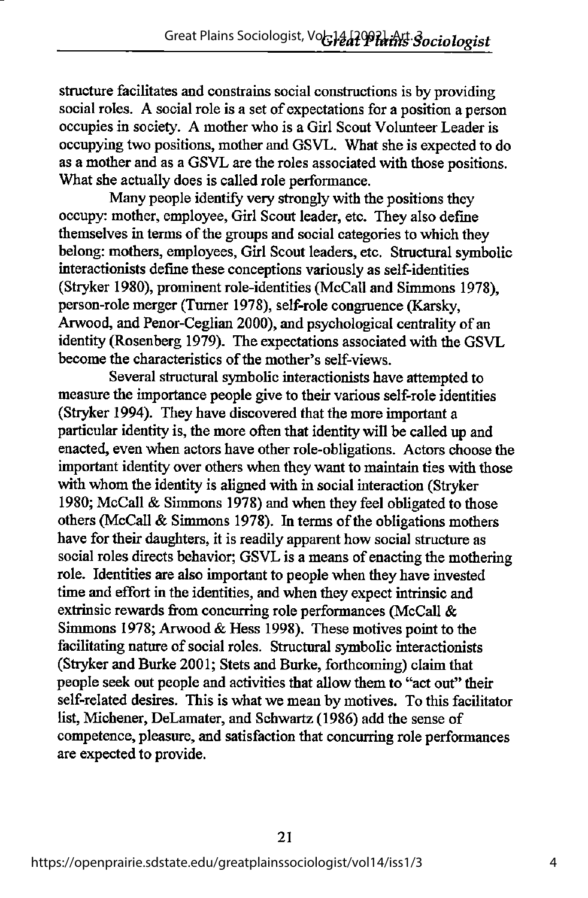structure facilitates and constrains social constructions is by providing social roles. A social role is a set of expectations for a position a person occupies in society. A mother who is a Girl Scout Volunteer Leader is occupying two positions, mother and GSVL. What she is expected to do as a mother and as a GSVL are the roles associated with those positions. What she actually does is called role performance.

Many people identify very strongly with the positions they occupy: mother, employee, Girl Scout leader, etc. They also define themselves in terms of the groups and social categories to which they belong: mothers, employees, Girl Scout leaders, etc. Structural symbolic interactionists define these conceptions variously as self-identities (Stryker 1980), prominent role-identities (McCall and Simmons 1978), person-role merger (Turner 1978), self-role congruence (Karsky, Arwood, and Penor-Ceglian 2000), and psychological centrality of an identity (Rosenberg 1979). The expectations associated with the GSVL become the characteristics of the mother's self-views.

Several structural symbolic interactionists have attempted to measure the importance people give to their various self-role identities (Stryker 1994). They have discovered that the more important a particular identity is, the more often that identity will be called up and enacted, even when actors have other role-obligations. Actors choose the important identity over others when they want to maintain ties with those with whom the identity is aligned with in social interaction (Stryker 1980; McCall & Simmons 1978) and when they feel obligated to those others (McCall & Simmons 1978). In terms of the obligations mothers have for their daughters, it is readily apparent how social structure as social roles directs behavior; GSVL is a means of enacting the mothering role. Identities are also important to people when they have invested time and effort in the identities, and when they expect intrinsic and extrinsic rewards from concurring role performances (McCall & Simmons 1978; Arwood & Hess 1998). These motives point to the facilitating nature of social roles. Structural symbolic interactionists (Stryker and Burke 2001; Stets and Burke, forthcoming) claim that people seek out people and activities that allow them to "act out" their self-related desires. This is what we mean by motives. To this facilitator list, Michener, DeLamater, and Schwartz (1986) add the sense of competence, pleasure, and satisfaction that concurring role performances are expected to provide.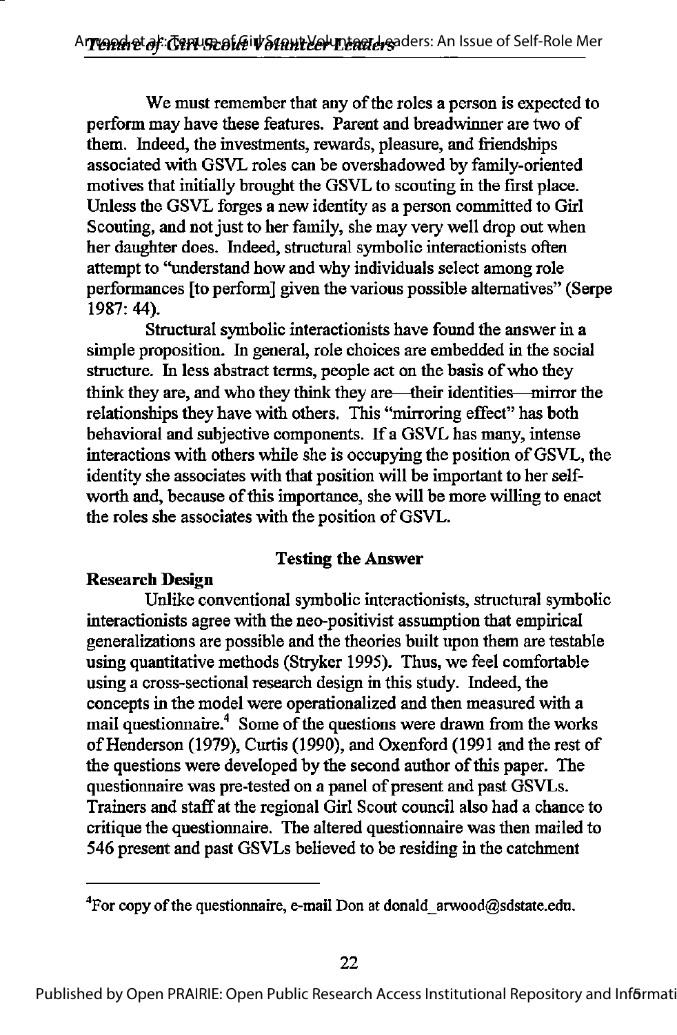We must remember that any of the roles a person is expected to perform may have these features. Parent and breadwinner are two of them. Indeed, the investments, rewards, pleasure, and friendships associated with GSVL roles can be overshadowed by family-oriented motives that initially brought the GSVL to scouting in the first place. Unless the GSVL forges a new identity as a person committed to Girl Scouting, and not just to her family, she may very well drop out when her daughter does. Indeed, structural symbolic interactionists often attempt to "understand how and why individuals select among role performances [to perform] given the various possible alternatives" (Serpe 1987: 44).

Structural symbolic interactionists have found the answer in a simple proposition. In general, role choices are embedded in the social structure. In less abstract terms, people act on the basis of who they think they are, and who they think they are—their identities—mirror the relationships they have with others. This "mirroring effect" has both behavioral and subjective components. If a GSVL has many, intense interactions with others while she is occupying the position of GSVL, the identity she associates with that position will be important to her self-worth and, because of this importance, she will be more willing to enact the roles she associates with the position of GSVL.

## Testing the Answer

### Research Design

Unlike conventional symbolic interactionists, structural symbolic interactionists agree with the neo-positivist assumption that empirical generalizations are possible and the theories built upon them are testable using quantitative methods (Stryker 1995). Thus, we feel comfortable using a cross-sectional research design in this study. Indeed, the concepts in the model were operationalized and then measured with a mail questionnaire.[4] Some of the questions were drawn from the works of Henderson (1979), Curtis (1990), and Oxenford (1991 and the rest of the questions were developed by the second author of this paper. The questionnaire was pre-tested on a panel of present and past GSVLs. Trainers and staff at the regional Girl Scout council also had a chance to critique the questionnaire. The altered questionnaire was then mailed to 546 present and past GSVLs believed to be residing in the catchment

---

[4]For copy of the questionnaire, e-mail Don at donald_arwood@sdstate.edu.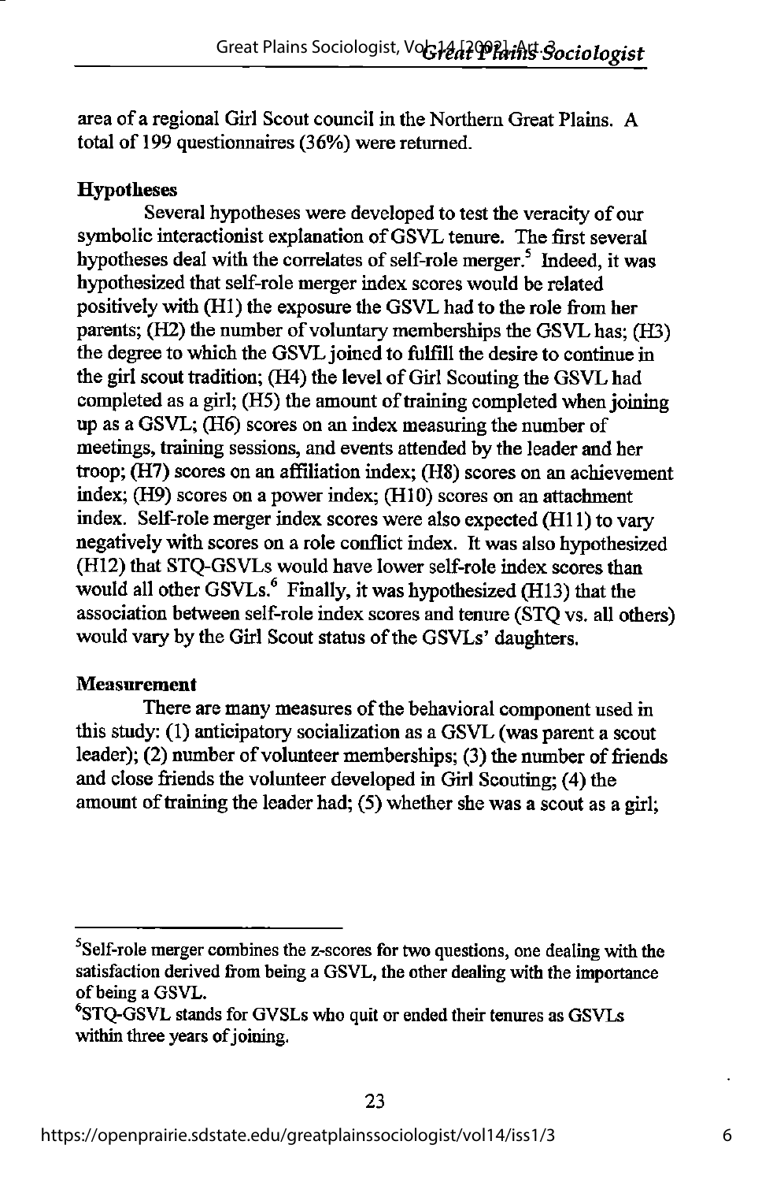area of a regional Girl Scout council in the Northern Great Plains. A total of 199 questionnaires (36%) were returned.

**Hypotheses**

Several hypotheses were developed to test the veracity of our symbolic interactionist explanation of GSVL tenure. The first several hypotheses deal with the correlates of self-role merger.[5] Indeed, it was hypothesized that self-role merger index scores would be related positively with (H1) the exposure the GSVL had to the role from her parents; (H2) the number of voluntary memberships the GSVL has; (H3) the degree to which the GSVL joined to fulfill the desire to continue in the girl scout tradition; (H4) the level of Girl Scouting the GSVL had completed as a girl; (H5) the amount of training completed when joining up as a GSVL; (H6) scores on an index measuring the number of meetings, training sessions, and events attended by the leader and her troop; (H7) scores on an affiliation index; (H8) scores on an achievement index; (H9) scores on a power index; (H10) scores on an attachment index. Self-role merger index scores were also expected (H11) to vary negatively with scores on a role conflict index. It was also hypothesized (H12) that STQ-GSVLs would have lower self-role index scores than would all other GSVLs.[6] Finally, it was hypothesized (H13) that the association between self-role index scores and tenure (STQ vs. all others) would vary by the Girl Scout status of the GSVLs' daughters.

**Measurement**

There are many measures of the behavioral component used in this study: (1) anticipatory socialization as a GSVL (was parent a scout leader); (2) number of volunteer memberships; (3) the number of friends and close friends the volunteer developed in Girl Scouting; (4) the amount of training the leader had; (5) whether she was a scout as a girl;

---

[5]Self-role merger combines the z-scores for two questions, one dealing with the satisfaction derived from being a GSVL, the other dealing with the importance of being a GSVL.

[6]STQ-GSVL stands for GVSLs who quit or ended their tenures as GSVLs within three years of joining.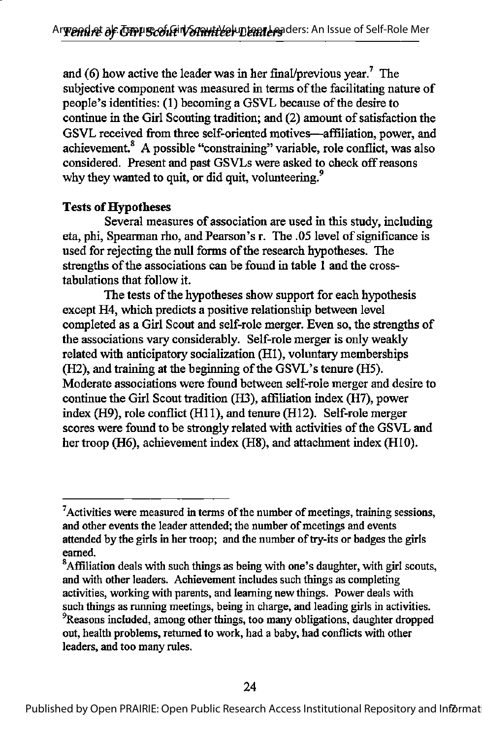and (6) how active the leader was in her final/previous year.[7] The subjective component was measured in terms of the facilitating nature of people's identities: (1) becoming a GSVL because of the desire to continue in the Girl Scouting tradition; and (2) amount of satisfaction the GSVL received from three self-oriented motives—affiliation, power, and achievement.[8] A possible "constraining" variable, role conflict, was also considered. Present and past GSVLs were asked to check off reasons why they wanted to quit, or did quit, volunteering.[9]

**Tests of Hypotheses**

Several measures of association are used in this study, including eta, phi, Spearman rho, and Pearson's r. The .05 level of significance is used for rejecting the null forms of the research hypotheses. The strengths of the associations can be found in table 1 and the cross-tabulations that follow it.

The tests of the hypotheses show support for each hypothesis except H4, which predicts a positive relationship between level completed as a Girl Scout and self-role merger. Even so, the strengths of the associations vary considerably. Self-role merger is only weakly related with anticipatory socialization (H1), voluntary memberships (H2), and training at the beginning of the GSVL's tenure (H5). Moderate associations were found between self-role merger and desire to continue the Girl Scout tradition (H3), affiliation index (H7), power index (H9), role conflict (H11), and tenure (H12). Self-role merger scores were found to be strongly related with activities of the GSVL and her troop (H6), achievement index (H8), and attachment index (H10).

---

[7]Activities were measured in terms of the number of meetings, training sessions, and other events the leader attended; the number of meetings and events attended by the girls in her troop; and the number of try-its or badges the girls earned.

[8]Affiliation deals with such things as being with one's daughter, with girl scouts, and with other leaders. Achievement includes such things as completing activities, working with parents, and learning new things. Power deals with such things as running meetings, being in charge, and leading girls in activities.

[9]Reasons included, among other things, too many obligations, daughter dropped out, health problems, returned to work, had a baby, had conflicts with other leaders, and too many rules.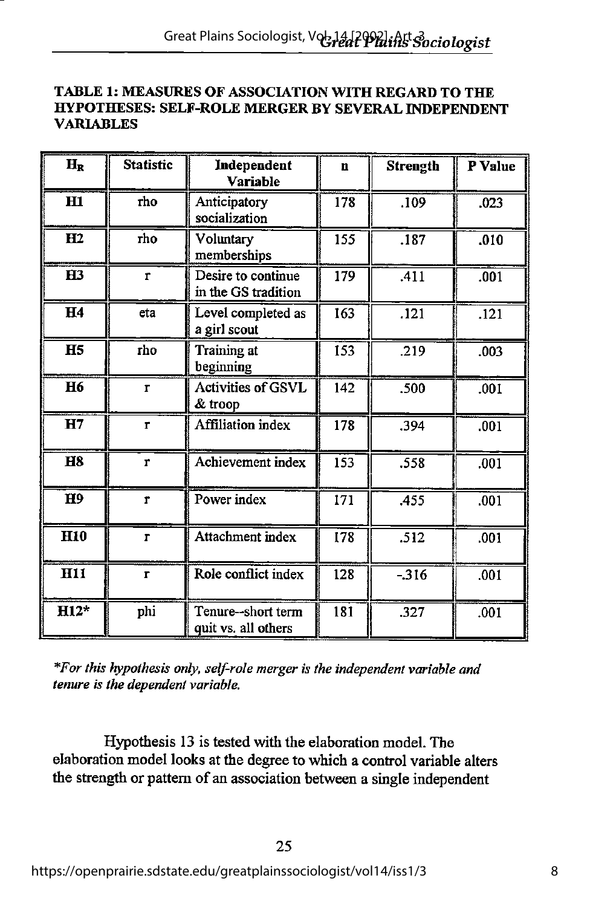**TABLE 1: MEASURES OF ASSOCIATION WITH REGARD TO THE HYPOTHESES: SELF-ROLE MERGER BY SEVERAL INDEPENDENT VARIABLES**

| $H_R$ | Statistic | Independent Variable | n | Strength | P Value |
|---|---|---|---|---|---|
| H1 | rho | Anticipatory socialization | 178 | .109 | .023 |
| H2 | rho | Voluntary memberships | 155 | .187 | .010 |
| H3 | r | Desire to continue in the GS tradition | 179 | .411 | .001 |
| H4 | eta | Level completed as a girl scout | 163 | .121 | .121 |
| H5 | rho | Training at beginning | 153 | .219 | .003 |
| H6 | r | Activities of GSVL & troop | 142 | .500 | .001 |
| H7 | r | Affiliation index | 178 | .394 | .001 |
| H8 | r | Achievement index | 153 | .558 | .001 |
| H9 | r | Power index | 171 | .455 | .001 |
| H10 | r | Attachment index | 178 | .512 | .001 |
| H11 | r | Role conflict index | 128 | -.316 | .001 |
| H12* | phi | Tenure--short term quit vs. all others | 181 | .327 | .001 |

*\*For this hypothesis only, self-role merger is the independent variable and tenure is the dependent variable.*

Hypothesis 13 is tested with the elaboration model. The elaboration model looks at the degree to which a control variable alters the strength or pattern of an association between a single independent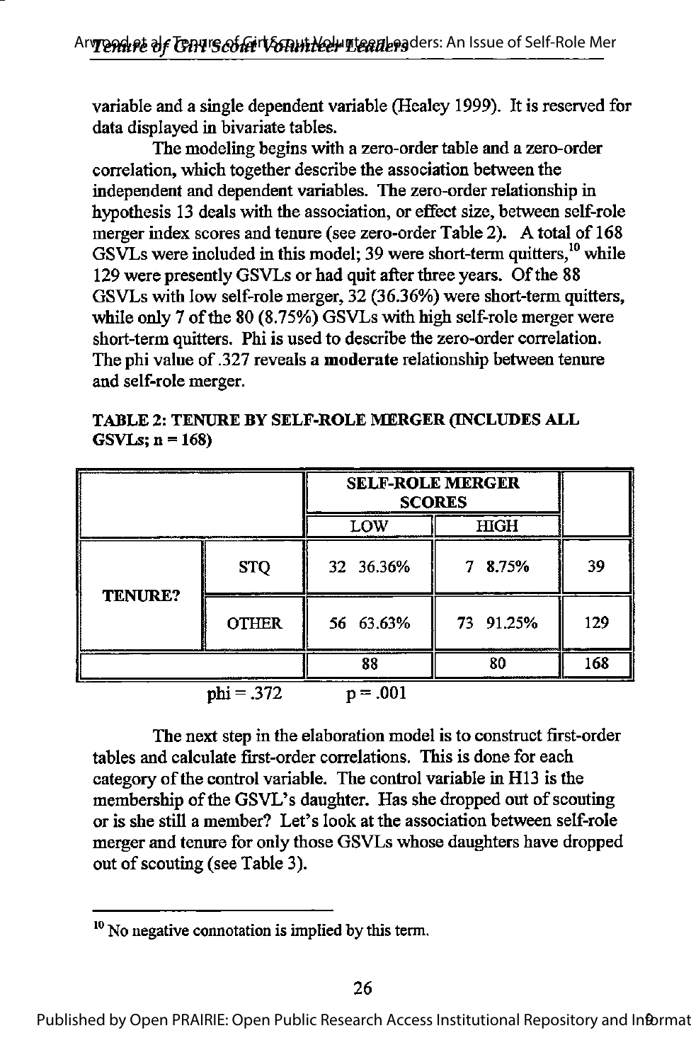variable and a single dependent variable (Healey 1999). It is reserved for data displayed in bivariate tables.

The modeling begins with a zero-order table and a zero-order correlation, which together describe the association between the independent and dependent variables. The zero-order relationship in hypothesis 13 deals with the association, or effect size, between self-role merger index scores and tenure (see zero-order Table 2). A total of 168 GSVLs were included in this model; 39 were short-term quitters,[10] while 129 were presently GSVLs or had quit after three years. Of the 88 GSVLs with low self-role merger, 32 (36.36%) were short-term quitters, while only 7 of the 80 (8.75%) GSVLs with high self-role merger were short-term quitters. Phi is used to describe the zero-order correlation. The phi value of .327 reveals a **moderate** relationship between tenure and self-role merger.

**TABLE 2: TENURE BY SELF-ROLE MERGER (INCLUDES ALL GSVLs; n = 168)**

| | | SELF-ROLE MERGER SCORES | | |
|---|---|---|---|---|
| | | LOW | HIGH | |
| **TENURE?** | STQ | 32 36.36% | 7 8.75% | 39 |
| | OTHER | 56 63.63% | 73 91.25% | 129 |
| | | 88 | 80 | 168 |

phi = .372 p = .001

The next step in the elaboration model is to construct first-order tables and calculate first-order correlations. This is done for each category of the control variable. The control variable in H13 is the membership of the GSVL's daughter. Has she dropped out of scouting or is she still a member? Let's look at the association between self-role merger and tenure for only those GSVLs whose daughters have dropped out of scouting (see Table 3).

---

[10] No negative connotation is implied by this term.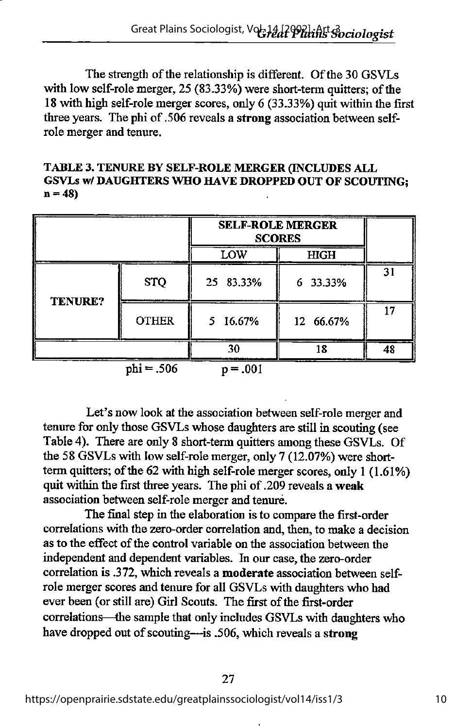The strength of the relationship is different. Of the 30 GSVLs with low self-role merger, 25 (83.33%) were short-term quitters; of the 18 with high self-role merger scores, only 6 (33.33%) quit within the first three years. The phi of .506 reveals a **strong** association between self-role merger and tenure.

**TABLE 3. TENURE BY SELF-ROLE MERGER (INCLUDES ALL GSVLs w/ DAUGHTERS WHO HAVE DROPPED OUT OF SCOUTING; n = 48)**

| | | **SELF-ROLE MERGER SCORES** | | |
|---|---|---|---|---|
| | | LOW | HIGH | |
| **TENURE?** | STQ | 25 83.33% | 6 33.33% | 31 |
| | OTHER | 5 16.67% | 12 66.67% | 17 |
| | | 30 | 18 | 48 |

phi = .506 p = .001

Let's now look at the association between self-role merger and tenure for only those GSVLs whose daughters are still in scouting (see Table 4). There are only 8 short-term quitters among these GSVLs. Of the 58 GSVLs with low self-role merger, only 7 (12.07%) were short-term quitters; of the 62 with high self-role merger scores, only 1 (1.61%) quit within the first three years. The phi of .209 reveals a **weak** association between self-role merger and tenure.

The final step in the elaboration is to compare the first-order correlations with the zero-order correlation and, then, to make a decision as to the effect of the control variable on the association between the independent and dependent variables. In our case, the zero-order correlation is .372, which reveals a **moderate** association between self-role merger scores and tenure for all GSVLs with daughters who had ever been (or still are) Girl Scouts. The first of the first-order correlations—the sample that only includes GSVLs with daughters who have dropped out of scouting—is .506, which reveals a **strong**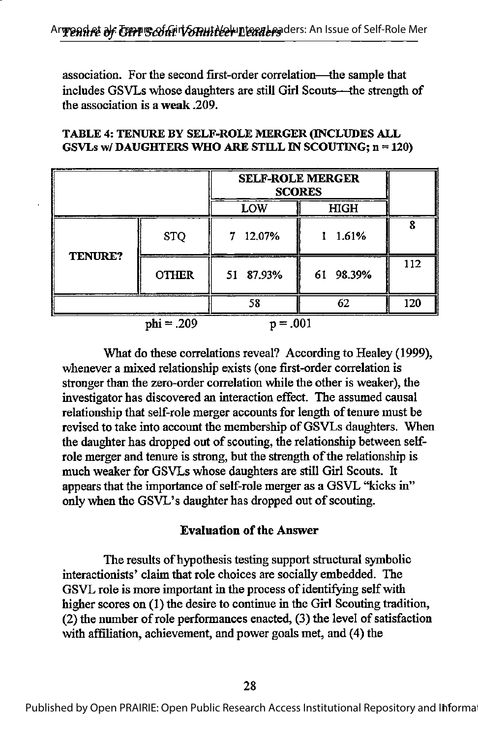association. For the second first-order correlation—the sample that includes GSVLs whose daughters are still Girl Scouts—the strength of the association is a weak .209.

**TABLE 4: TENURE BY SELF-ROLE MERGER (INCLUDES ALL GSVLs w/ DAUGHTERS WHO ARE STILL IN SCOUTING; n = 120)**

| | | SELF-ROLE MERGER SCORES | | |
|---|---|---|---|---|
| | | LOW | HIGH | |
| TENURE? | STQ | 7 12.07% | 1 1.61% | 8 |
| | OTHER | 51 87.93% | 61 98.39% | 112 |
| | | 58 | 62 | 120 |

phi = .209 p = .001

What do these correlations reveal? According to Healey (1999), whenever a mixed relationship exists (one first-order correlation is stronger than the zero-order correlation while the other is weaker), the investigator has discovered an interaction effect. The assumed causal relationship that self-role merger accounts for length of tenure must be revised to take into account the membership of GSVLs daughters. When the daughter has dropped out of scouting, the relationship between self-role merger and tenure is strong, but the strength of the relationship is much weaker for GSVLs whose daughters are still Girl Scouts. It appears that the importance of self-role merger as a GSVL "kicks in" only when the GSVL's daughter has dropped out of scouting.

### Evaluation of the Answer

The results of hypothesis testing support structural symbolic interactionists' claim that role choices are socially embedded. The GSVL role is more important in the process of identifying self with higher scores on (1) the desire to continue in the Girl Scouting tradition, (2) the number of role performances enacted, (3) the level of satisfaction with affiliation, achievement, and power goals met, and (4) the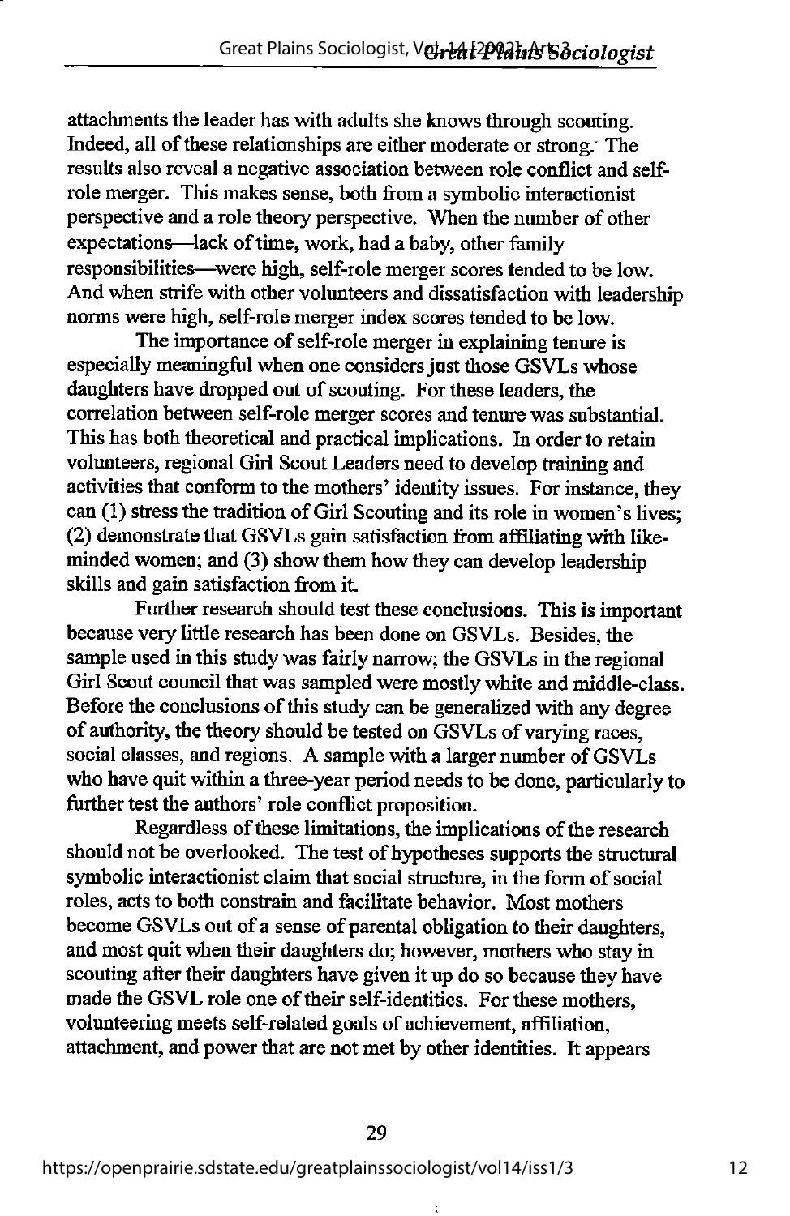attachments the leader has with adults she knows through scouting. Indeed, all of these relationships are either moderate or strong. The results also reveal a negative association between role conflict and self-role merger. This makes sense, both from a symbolic interactionist perspective and a role theory perspective. When the number of other expectations—lack of time, work, had a baby, other family responsibilities—were high, self-role merger scores tended to be low. And when strife with other volunteers and dissatisfaction with leadership norms were high, self-role merger index scores tended to be low.

The importance of self-role merger in explaining tenure is especially meaningful when one considers just those GSVLs whose daughters have dropped out of scouting. For these leaders, the correlation between self-role merger scores and tenure was substantial. This has both theoretical and practical implications. In order to retain volunteers, regional Girl Scout Leaders need to develop training and activities that conform to the mothers' identity issues. For instance, they can (1) stress the tradition of Girl Scouting and its role in women's lives; (2) demonstrate that GSVLs gain satisfaction from affiliating with like-minded women; and (3) show them how they can develop leadership skills and gain satisfaction from it.

Further research should test these conclusions. This is important because very little research has been done on GSVLs. Besides, the sample used in this study was fairly narrow; the GSVLs in the regional Girl Scout council that was sampled were mostly white and middle-class. Before the conclusions of this study can be generalized with any degree of authority, the theory should be tested on GSVLs of varying races, social classes, and regions. A sample with a larger number of GSVLs who have quit within a three-year period needs to be done, particularly to further test the authors' role conflict proposition.

Regardless of these limitations, the implications of the research should not be overlooked. The test of hypotheses supports the structural symbolic interactionist claim that social structure, in the form of social roles, acts to both constrain and facilitate behavior. Most mothers become GSVLs out of a sense of parental obligation to their daughters, and most quit when their daughters do; however, mothers who stay in scouting after their daughters have given it up do so because they have made the GSVL role one of their self-identities. For these mothers, volunteering meets self-related goals of achievement, affiliation, attachment, and power that are not met by other identities. It appears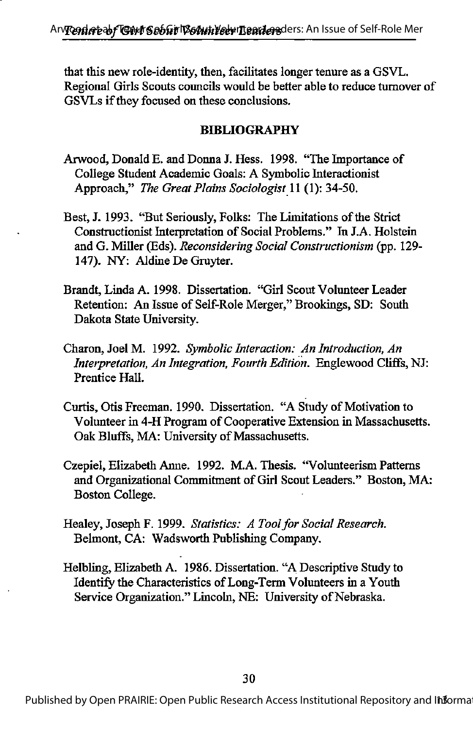that this new role-identity, then, facilitates longer tenure as a GSVL. Regional Girls Scouts councils would be better able to reduce turnover of GSVLs if they focused on these conclusions.

## BIBLIOGRAPHY

Arwood, Donald E. and Donna J. Hess. 1998. "The Importance of College Student Academic Goals: A Symbolic Interactionist Approach," *The Great Plains Sociologist* 11 (1): 34-50.

Best, J. 1993. "But Seriously, Folks: The Limitations of the Strict Constructionist Interpretation of Social Problems." In J.A. Holstein and G. Miller (Eds). *Reconsidering Social Constructionism* (pp. 129-147). NY: Aldine De Gruyter.

Brandt, Linda A. 1998. Dissertation. "Girl Scout Volunteer Leader Retention: An Issue of Self-Role Merger," Brookings, SD: South Dakota State University.

Charon, Joel M. 1992. *Symbolic Interaction: An Introduction, An Interpretation, An Integration, Fourth Edition.* Englewood Cliffs, NJ: Prentice Hall.

Curtis, Otis Freeman. 1990. Dissertation. "A Study of Motivation to Volunteer in 4-H Program of Cooperative Extension in Massachusetts. Oak Bluffs, MA: University of Massachusetts.

Czepiel, Elizabeth Anne. 1992. M.A. Thesis. "Volunteerism Patterns and Organizational Commitment of Girl Scout Leaders." Boston, MA: Boston College.

Healey, Joseph F. 1999. *Statistics: A Tool for Social Research.* Belmont, CA: Wadsworth Publishing Company.

Helbling, Elizabeth A. 1986. Dissertation. "A Descriptive Study to Identify the Characteristics of Long-Term Volunteers in a Youth Service Organization." Lincoln, NE: University of Nebraska.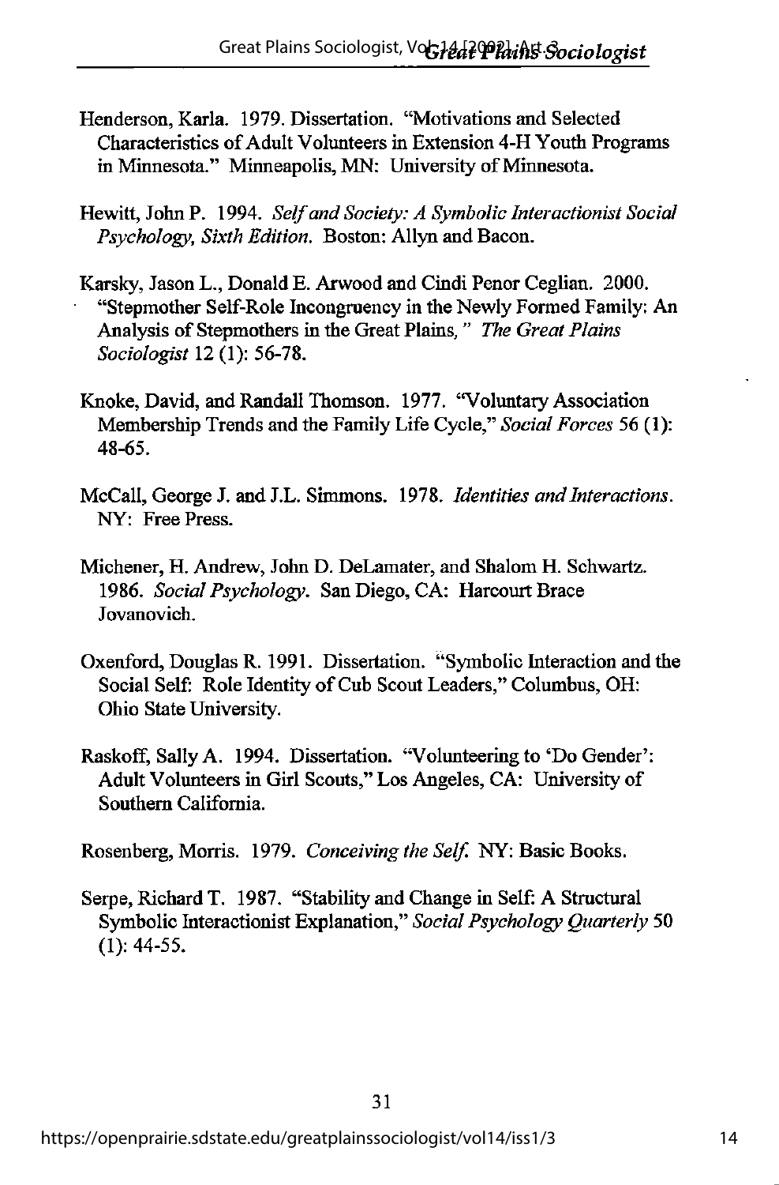Henderson, Karla. 1979. Dissertation. "Motivations and Selected Characteristics of Adult Volunteers in Extension 4-H Youth Programs in Minnesota." Minneapolis, MN: University of Minnesota.

Hewitt, John P. 1994. *Self and Society: A Symbolic Interactionist Social Psychology, Sixth Edition.* Boston: Allyn and Bacon.

Karsky, Jason L., Donald E. Arwood and Cindi Penor Ceglian. 2000. "Stepmother Self-Role Incongruency in the Newly Formed Family: An Analysis of Stepmothers in the Great Plains," *The Great Plains Sociologist* 12 (1): 56-78.

Knoke, David, and Randall Thomson. 1977. "Voluntary Association Membership Trends and the Family Life Cycle," *Social Forces* 56 (1): 48-65.

McCall, George J. and J.L. Simmons. 1978. *Identities and Interactions.* NY: Free Press.

Michener, H. Andrew, John D. DeLamater, and Shalom H. Schwartz. 1986. *Social Psychology.* San Diego, CA: Harcourt Brace Jovanovich.

Oxenford, Douglas R. 1991. Dissertation. "Symbolic Interaction and the Social Self: Role Identity of Cub Scout Leaders," Columbus, OH: Ohio State University.

Raskoff, Sally A. 1994. Dissertation. "Volunteering to 'Do Gender': Adult Volunteers in Girl Scouts," Los Angeles, CA: University of Southern California.

Rosenberg, Morris. 1979. *Conceiving the Self.* NY: Basic Books.

Serpe, Richard T. 1987. "Stability and Change in Self: A Structural Symbolic Interactionist Explanation," *Social Psychology Quarterly* 50 (1): 44-55.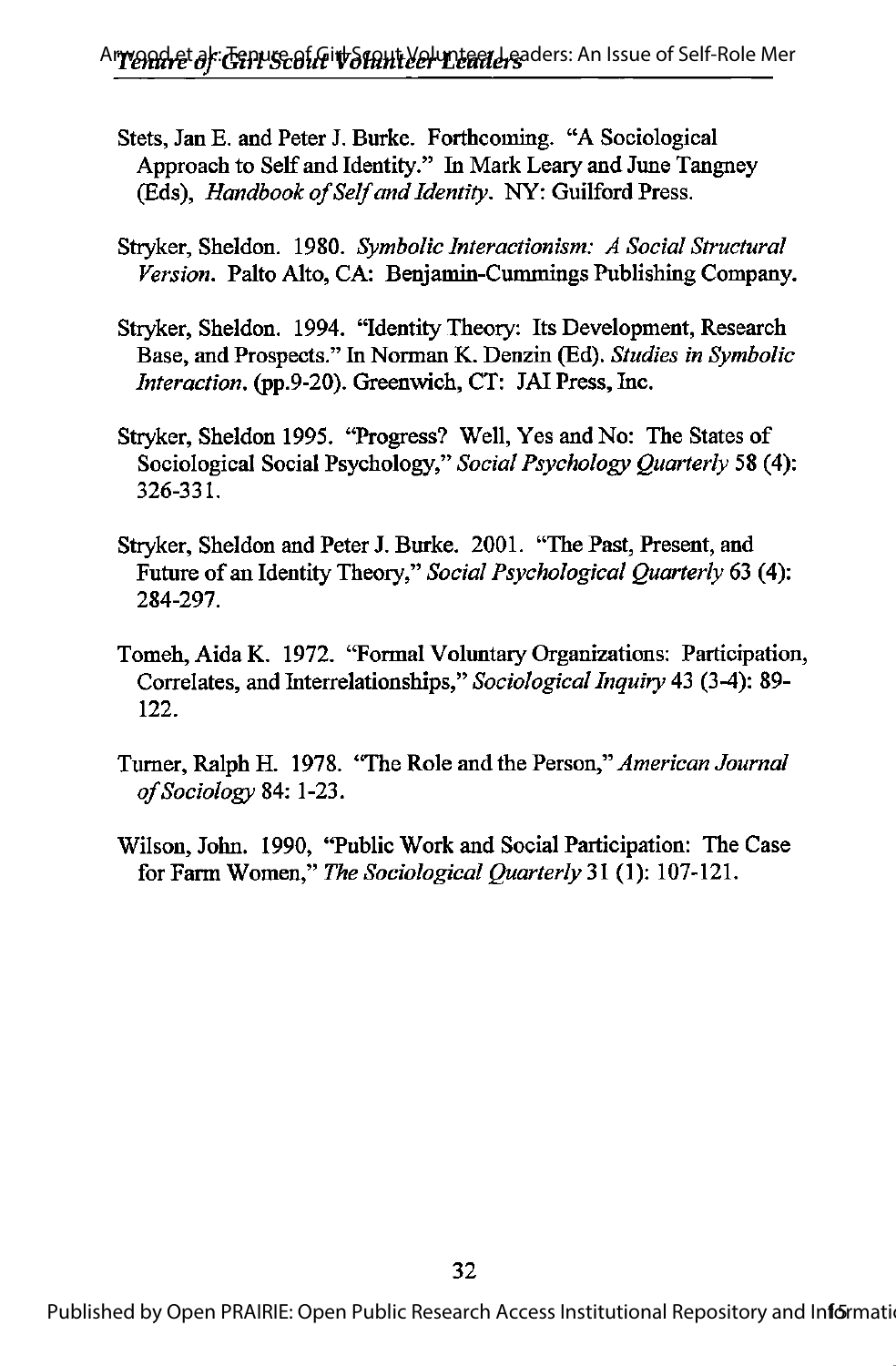Stets, Jan E. and Peter J. Burke. Forthcoming. "A Sociological Approach to Self and Identity." In Mark Leary and June Tangney (Eds), *Handbook of Self and Identity*. NY: Guilford Press.

Stryker, Sheldon. 1980. *Symbolic Interactionism: A Social Structural Version*. Palto Alto, CA: Benjamin-Cummings Publishing Company.

Stryker, Sheldon. 1994. "Identity Theory: Its Development, Research Base, and Prospects." In Norman K. Denzin (Ed). *Studies in Symbolic Interaction*. (pp.9-20). Greenwich, CT: JAI Press, Inc.

Stryker, Sheldon 1995. "Progress? Well, Yes and No: The States of Sociological Social Psychology," *Social Psychology Quarterly* 58 (4): 326-331.

Stryker, Sheldon and Peter J. Burke. 2001. "The Past, Present, and Future of an Identity Theory," *Social Psychological Quarterly* 63 (4): 284-297.

Tomeh, Aida K. 1972. "Formal Voluntary Organizations: Participation, Correlates, and Interrelationships," *Sociological Inquiry* 43 (3-4): 89-122.

Turner, Ralph H. 1978. "The Role and the Person," *American Journal of Sociology* 84: 1-23.

Wilson, John. 1990, "Public Work and Social Participation: The Case for Farm Women," *The Sociological Quarterly* 31 (1): 107-121.